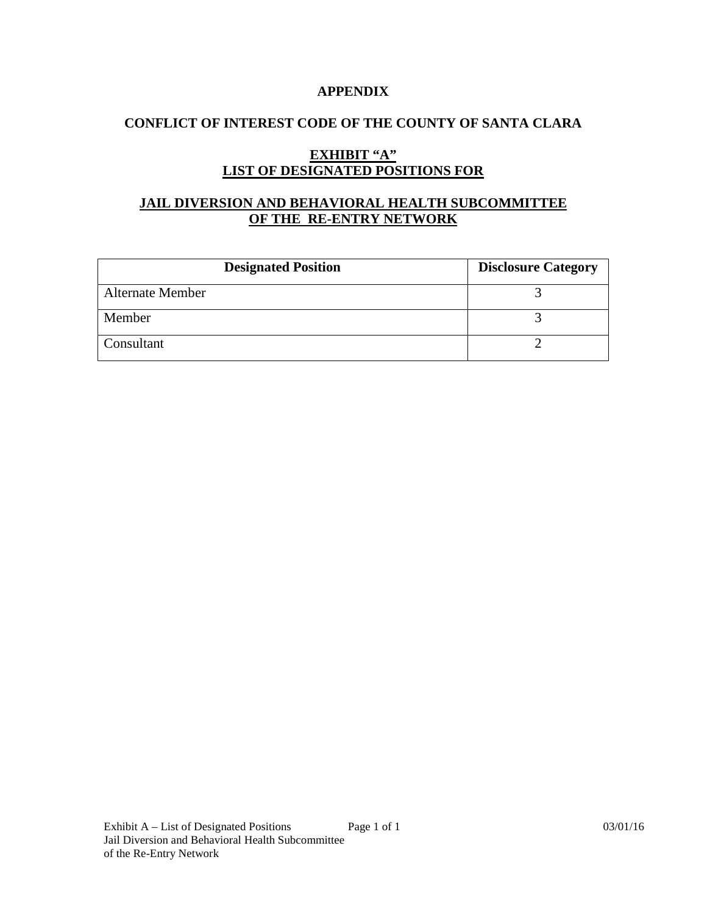# APPENDIX

## CONFLICT OF INTEREST CODE OF THE COUNTY OF SANTA CLARA

## EXHIBIT "A"
## LIST OF DESIGNATED POSITIONS FOR

## JAIL DIVERSION AND BEHAVIORAL HEALTH SUBCOMMITTEE OF THE RE-ENTRY NETWORK

| Designated Position | Disclosure Category |
|---|---|
| Alternate Member | 3 |
| Member | 3 |
| Consultant | 2 |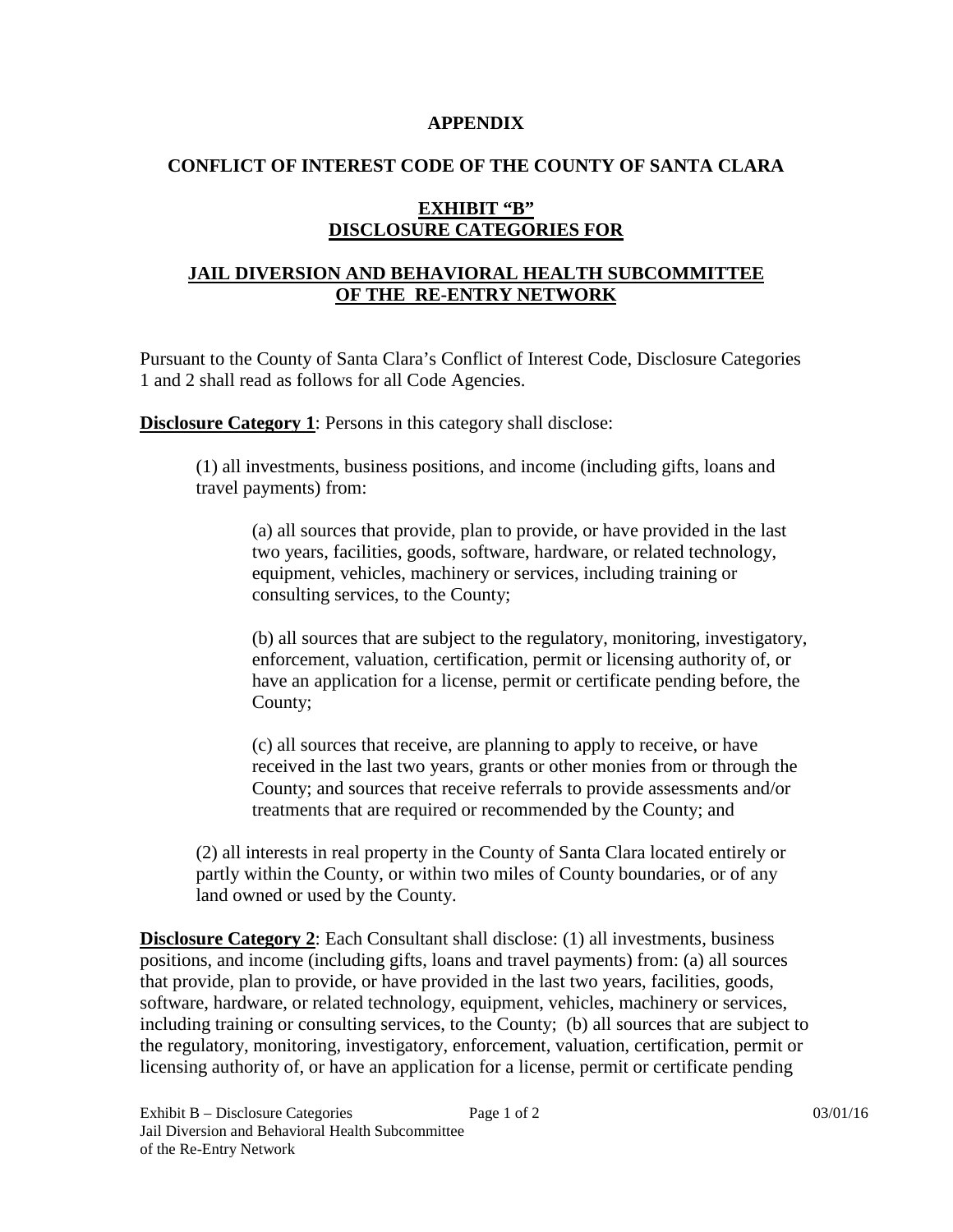**APPENDIX**

**CONFLICT OF INTEREST CODE OF THE COUNTY OF SANTA CLARA**

**EXHIBIT "B"**
**DISCLOSURE CATEGORIES FOR**

**JAIL DIVERSION AND BEHAVIORAL HEALTH SUBCOMMITTEE OF THE RE-ENTRY NETWORK**

Pursuant to the County of Santa Clara's Conflict of Interest Code, Disclosure Categories 1 and 2 shall read as follows for all Code Agencies.

**Disclosure Category 1**: Persons in this category shall disclose:

(1) all investments, business positions, and income (including gifts, loans and travel payments) from:

(a) all sources that provide, plan to provide, or have provided in the last two years, facilities, goods, software, hardware, or related technology, equipment, vehicles, machinery or services, including training or consulting services, to the County;

(b) all sources that are subject to the regulatory, monitoring, investigatory, enforcement, valuation, certification, permit or licensing authority of, or have an application for a license, permit or certificate pending before, the County;

(c) all sources that receive, are planning to apply to receive, or have received in the last two years, grants or other monies from or through the County; and sources that receive referrals to provide assessments and/or treatments that are required or recommended by the County; and

(2) all interests in real property in the County of Santa Clara located entirely or partly within the County, or within two miles of County boundaries, or of any land owned or used by the County.

**Disclosure Category 2**: Each Consultant shall disclose: (1) all investments, business positions, and income (including gifts, loans and travel payments) from: (a) all sources that provide, plan to provide, or have provided in the last two years, facilities, goods, software, hardware, or related technology, equipment, vehicles, machinery or services, including training or consulting services, to the County; (b) all sources that are subject to the regulatory, monitoring, investigatory, enforcement, valuation, certification, permit or licensing authority of, or have an application for a license, permit or certificate pending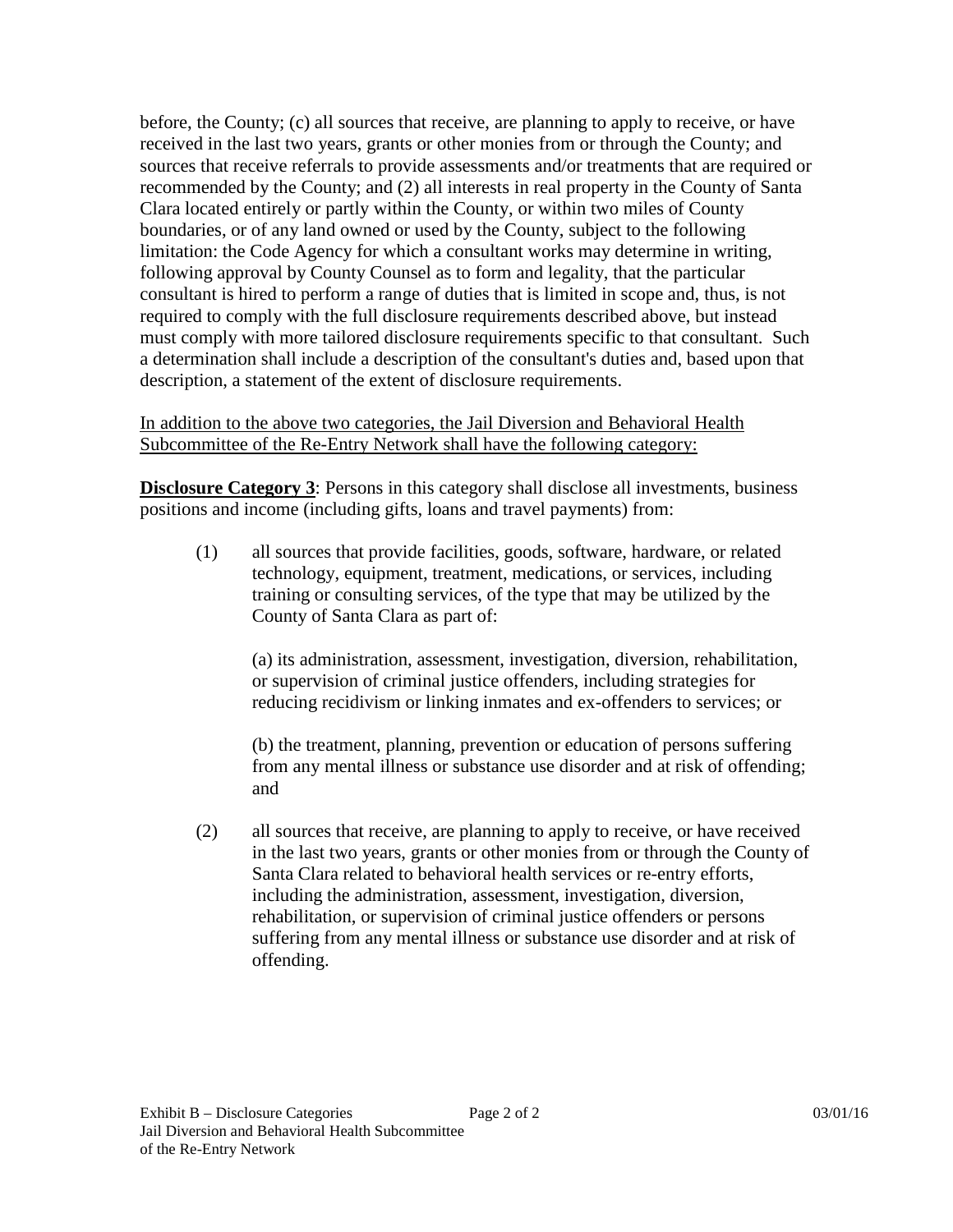before, the County; (c) all sources that receive, are planning to apply to receive, or have received in the last two years, grants or other monies from or through the County; and sources that receive referrals to provide assessments and/or treatments that are required or recommended by the County; and (2) all interests in real property in the County of Santa Clara located entirely or partly within the County, or within two miles of County boundaries, or of any land owned or used by the County, subject to the following limitation: the Code Agency for which a consultant works may determine in writing, following approval by County Counsel as to form and legality, that the particular consultant is hired to perform a range of duties that is limited in scope and, thus, is not required to comply with the full disclosure requirements described above, but instead must comply with more tailored disclosure requirements specific to that consultant. Such a determination shall include a description of the consultant's duties and, based upon that description, a statement of the extent of disclosure requirements.

<u>In addition to the above two categories, the Jail Diversion and Behavioral Health Subcommittee of the Re-Entry Network shall have the following category:</u>

**<u>Disclosure Category 3</u>**: Persons in this category shall disclose all investments, business positions and income (including gifts, loans and travel payments) from:

(1) all sources that provide facilities, goods, software, hardware, or related technology, equipment, treatment, medications, or services, including training or consulting services, of the type that may be utilized by the County of Santa Clara as part of:

> (a) its administration, assessment, investigation, diversion, rehabilitation, or supervision of criminal justice offenders, including strategies for reducing recidivism or linking inmates and ex-offenders to services; or
>
> (b) the treatment, planning, prevention or education of persons suffering from any mental illness or substance use disorder and at risk of offending; and

(2) all sources that receive, are planning to apply to receive, or have received in the last two years, grants or other monies from or through the County of Santa Clara related to behavioral health services or re-entry efforts, including the administration, assessment, investigation, diversion, rehabilitation, or supervision of criminal justice offenders or persons suffering from any mental illness or substance use disorder and at risk of offending.